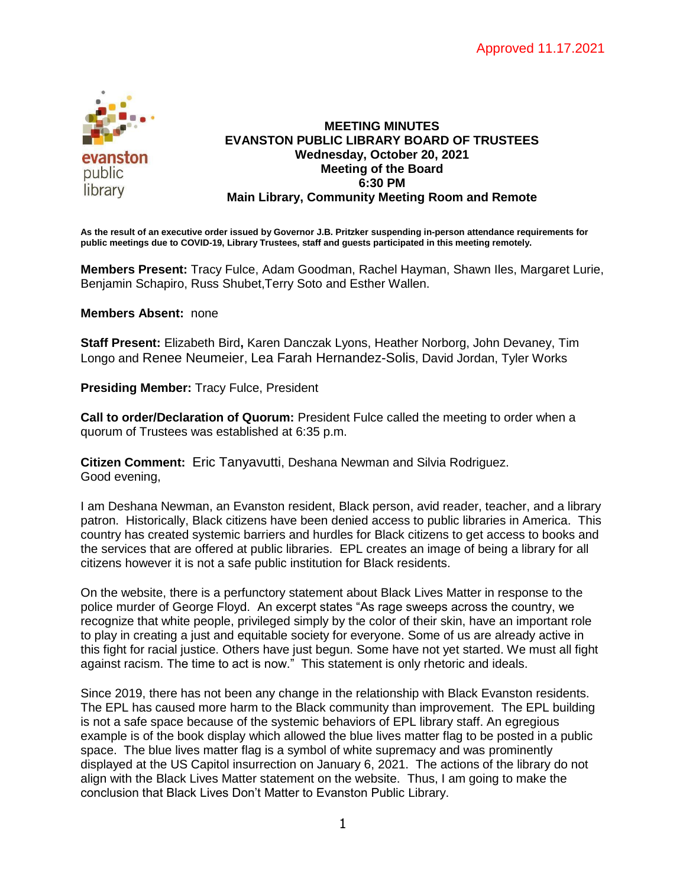Approved 11.17.2021

evanston public library

# MEETING MINUTES
## EVANSTON PUBLIC LIBRARY BOARD OF TRUSTEES
**Wednesday, October 20, 2021**
**Meeting of the Board**
**6:30 PM**
**Main Library, Community Meeting Room and Remote**

**As the result of an executive order issued by Governor J.B. Pritzker suspending in-person attendance requirements for public meetings due to COVID-19, Library Trustees, staff and guests participated in this meeting remotely.**

**Members Present:** Tracy Fulce, Adam Goodman, Rachel Hayman, Shawn Iles, Margaret Lurie, Benjamin Schapiro, Russ Shubet,Terry Soto and Esther Wallen.

**Members Absent:** none

**Staff Present:** Elizabeth Bird**,** Karen Danczak Lyons, Heather Norborg, John Devaney, Tim Longo and Renee Neumeier, Lea Farah Hernandez-Solis, David Jordan, Tyler Works

**Presiding Member:** Tracy Fulce, President

**Call to order/Declaration of Quorum:** President Fulce called the meeting to order when a quorum of Trustees was established at 6:35 p.m.

**Citizen Comment:** Eric Tanyavutti, Deshana Newman and Silvia Rodriguez.
Good evening,

I am Deshana Newman, an Evanston resident, Black person, avid reader, teacher, and a library patron. Historically, Black citizens have been denied access to public libraries in America. This country has created systemic barriers and hurdles for Black citizens to get access to books and the services that are offered at public libraries. EPL creates an image of being a library for all citizens however it is not a safe public institution for Black residents.

On the website, there is a perfunctory statement about Black Lives Matter in response to the police murder of George Floyd. An excerpt states "As rage sweeps across the country, we recognize that white people, privileged simply by the color of their skin, have an important role to play in creating a just and equitable society for everyone. Some of us are already active in this fight for racial justice. Others have just begun. Some have not yet started. We must all fight against racism. The time to act is now." This statement is only rhetoric and ideals.

Since 2019, there has not been any change in the relationship with Black Evanston residents. The EPL has caused more harm to the Black community than improvement. The EPL building is not a safe space because of the systemic behaviors of EPL library staff. An egregious example is of the book display which allowed the blue lives matter flag to be posted in a public space. The blue lives matter flag is a symbol of white supremacy and was prominently displayed at the US Capitol insurrection on January 6, 2021. The actions of the library do not align with the Black Lives Matter statement on the website. Thus, I am going to make the conclusion that Black Lives Don't Matter to Evanston Public Library.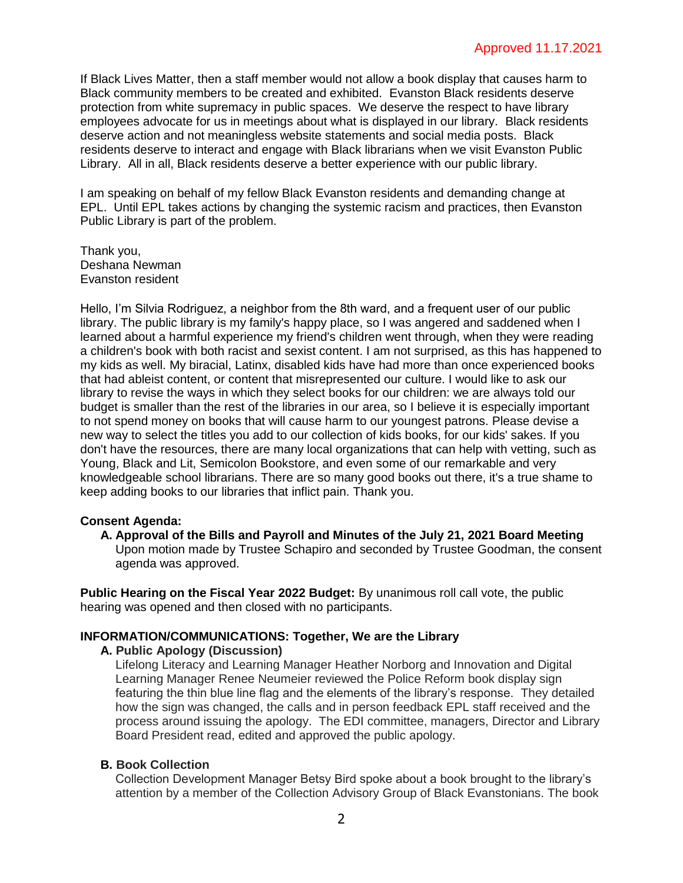Approved 11.17.2021

If Black Lives Matter, then a staff member would not allow a book display that causes harm to Black community members to be created and exhibited. Evanston Black residents deserve protection from white supremacy in public spaces. We deserve the respect to have library employees advocate for us in meetings about what is displayed in our library. Black residents deserve action and not meaningless website statements and social media posts. Black residents deserve to interact and engage with Black librarians when we visit Evanston Public Library. All in all, Black residents deserve a better experience with our public library.

I am speaking on behalf of my fellow Black Evanston residents and demanding change at EPL. Until EPL takes actions by changing the systemic racism and practices, then Evanston Public Library is part of the problem.

Thank you,
Deshana Newman
Evanston resident

Hello, I'm Silvia Rodriguez, a neighbor from the 8th ward, and a frequent user of our public library. The public library is my family's happy place, so I was angered and saddened when I learned about a harmful experience my friend's children went through, when they were reading a children's book with both racist and sexist content. I am not surprised, as this has happened to my kids as well. My biracial, Latinx, disabled kids have had more than once experienced books that had ableist content, or content that misrepresented our culture. I would like to ask our library to revise the ways in which they select books for our children: we are always told our budget is smaller than the rest of the libraries in our area, so I believe it is especially important to not spend money on books that will cause harm to our youngest patrons. Please devise a new way to select the titles you add to our collection of kids books, for our kids' sakes. If you don't have the resources, there are many local organizations that can help with vetting, such as Young, Black and Lit, Semicolon Bookstore, and even some of our remarkable and very knowledgeable school librarians. There are so many good books out there, it's a true shame to keep adding books to our libraries that inflict pain. Thank you.

**Consent Agenda:**

**A. Approval of the Bills and Payroll and Minutes of the July 21, 2021 Board Meeting**
Upon motion made by Trustee Schapiro and seconded by Trustee Goodman, the consent agenda was approved.

**Public Hearing on the Fiscal Year 2022 Budget:** By unanimous roll call vote, the public hearing was opened and then closed with no participants.

**INFORMATION/COMMUNICATIONS: Together, We are the Library**

**A. Public Apology (Discussion)**
Lifelong Literacy and Learning Manager Heather Norborg and Innovation and Digital Learning Manager Renee Neumeier reviewed the Police Reform book display sign featuring the thin blue line flag and the elements of the library's response. They detailed how the sign was changed, the calls and in person feedback EPL staff received and the process around issuing the apology. The EDI committee, managers, Director and Library Board President read, edited and approved the public apology.

**B. Book Collection**
Collection Development Manager Betsy Bird spoke about a book brought to the library's attention by a member of the Collection Advisory Group of Black Evanstonians. The book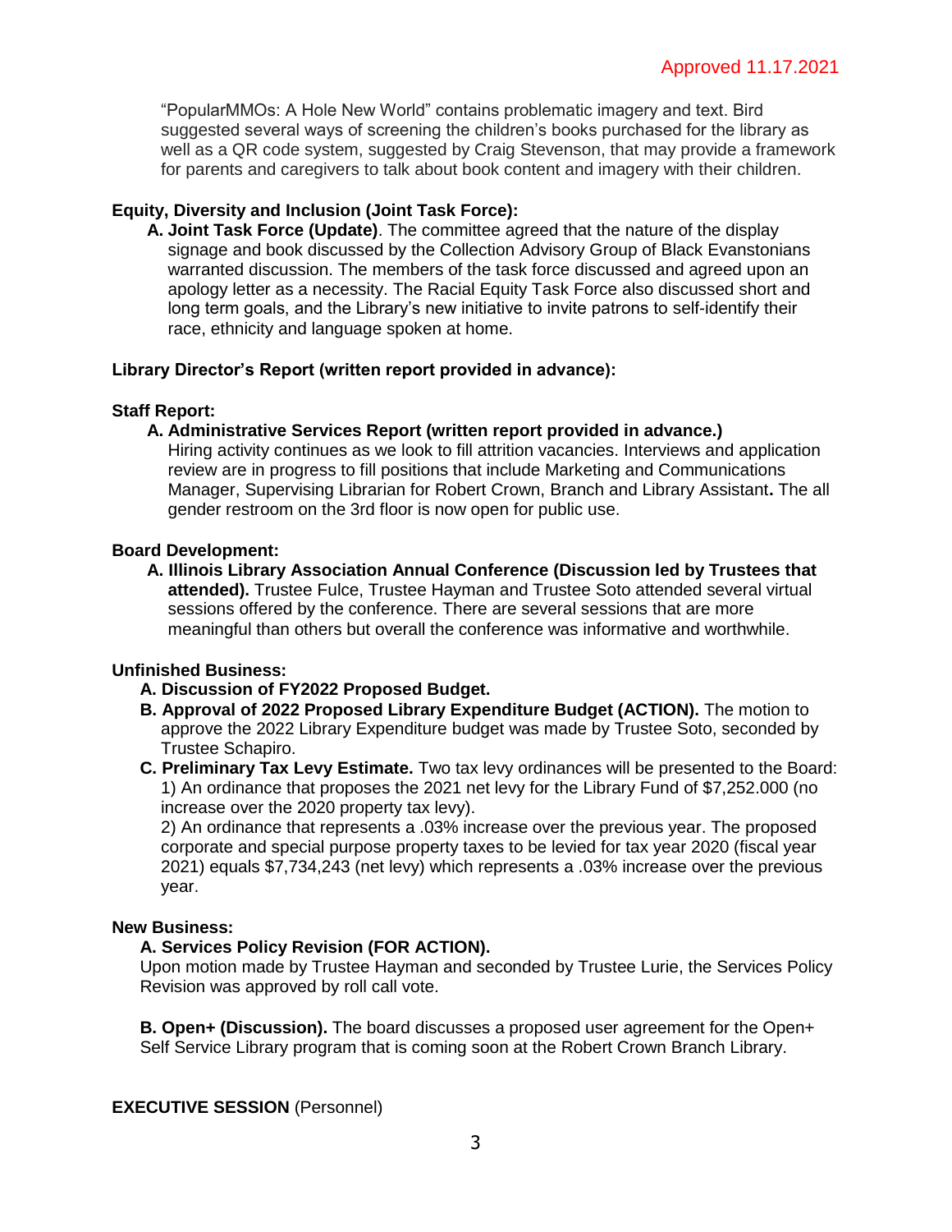Approved 11.17.2021

"PopularMMOs: A Hole New World" contains problematic imagery and text. Bird suggested several ways of screening the children's books purchased for the library as well as a QR code system, suggested by Craig Stevenson, that may provide a framework for parents and caregivers to talk about book content and imagery with their children.

**Equity, Diversity and Inclusion (Joint Task Force):**

**A. Joint Task Force (Update)**. The committee agreed that the nature of the display signage and book discussed by the Collection Advisory Group of Black Evanstonians warranted discussion. The members of the task force discussed and agreed upon an apology letter as a necessity. The Racial Equity Task Force also discussed short and long term goals, and the Library's new initiative to invite patrons to self-identify their race, ethnicity and language spoken at home.

**Library Director's Report (written report provided in advance):**

**Staff Report:**

**A. Administrative Services Report (written report provided in advance.)**
Hiring activity continues as we look to fill attrition vacancies. Interviews and application review are in progress to fill positions that include Marketing and Communications Manager, Supervising Librarian for Robert Crown, Branch and Library Assistant**.** The all gender restroom on the 3rd floor is now open for public use.

**Board Development:**

**A. Illinois Library Association Annual Conference (Discussion led by Trustees that attended).** Trustee Fulce, Trustee Hayman and Trustee Soto attended several virtual sessions offered by the conference. There are several sessions that are more meaningful than others but overall the conference was informative and worthwhile.

**Unfinished Business:**

**A. Discussion of FY2022 Proposed Budget.**

**B. Approval of 2022 Proposed Library Expenditure Budget (ACTION).** The motion to approve the 2022 Library Expenditure budget was made by Trustee Soto, seconded by Trustee Schapiro.

**C. Preliminary Tax Levy Estimate.** Two tax levy ordinances will be presented to the Board:
1) An ordinance that proposes the 2021 net levy for the Library Fund of $7,252.000 (no increase over the 2020 property tax levy).
2) An ordinance that represents a .03% increase over the previous year. The proposed corporate and special purpose property taxes to be levied for tax year 2020 (fiscal year 2021) equals $7,734,243 (net levy) which represents a .03% increase over the previous year.

**New Business:**

**A. Services Policy Revision (FOR ACTION).**
Upon motion made by Trustee Hayman and seconded by Trustee Lurie, the Services Policy Revision was approved by roll call vote.

**B. Open+ (Discussion).** The board discusses a proposed user agreement for the Open+ Self Service Library program that is coming soon at the Robert Crown Branch Library.

**EXECUTIVE SESSION** (Personnel)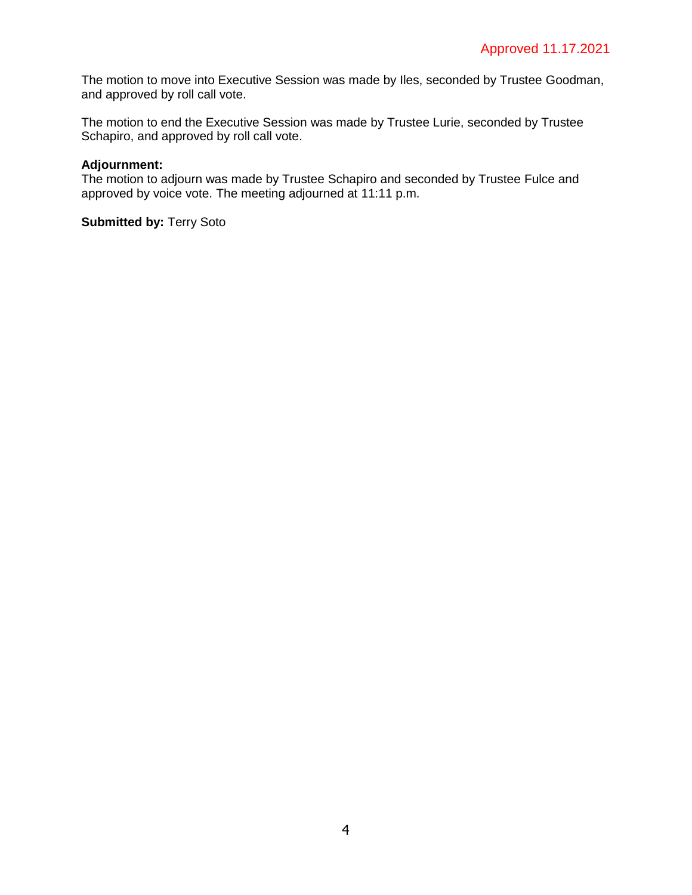Approved 11.17.2021

The motion to move into Executive Session was made by Iles, seconded by Trustee Goodman, and approved by roll call vote.

The motion to end the Executive Session was made by Trustee Lurie, seconded by Trustee Schapiro, and approved by roll call vote.

**Adjournment:**
The motion to adjourn was made by Trustee Schapiro and seconded by Trustee Fulce and approved by voice vote. The meeting adjourned at 11:11 p.m.

**Submitted by:** Terry Soto